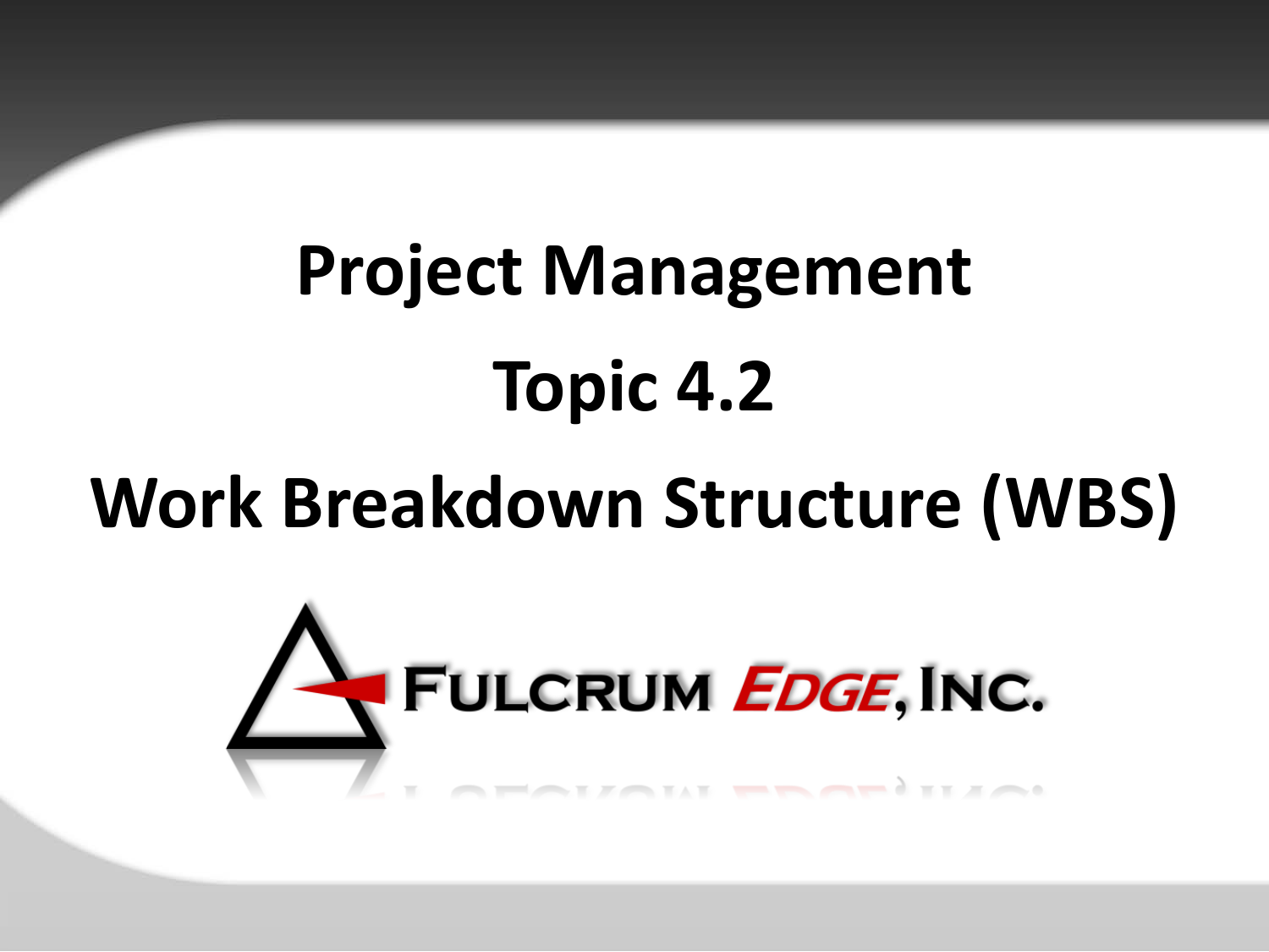# Project Management

## Topic 4.2

## Work Breakdown Structure (WBS)

FULCRUM EDGE, INC.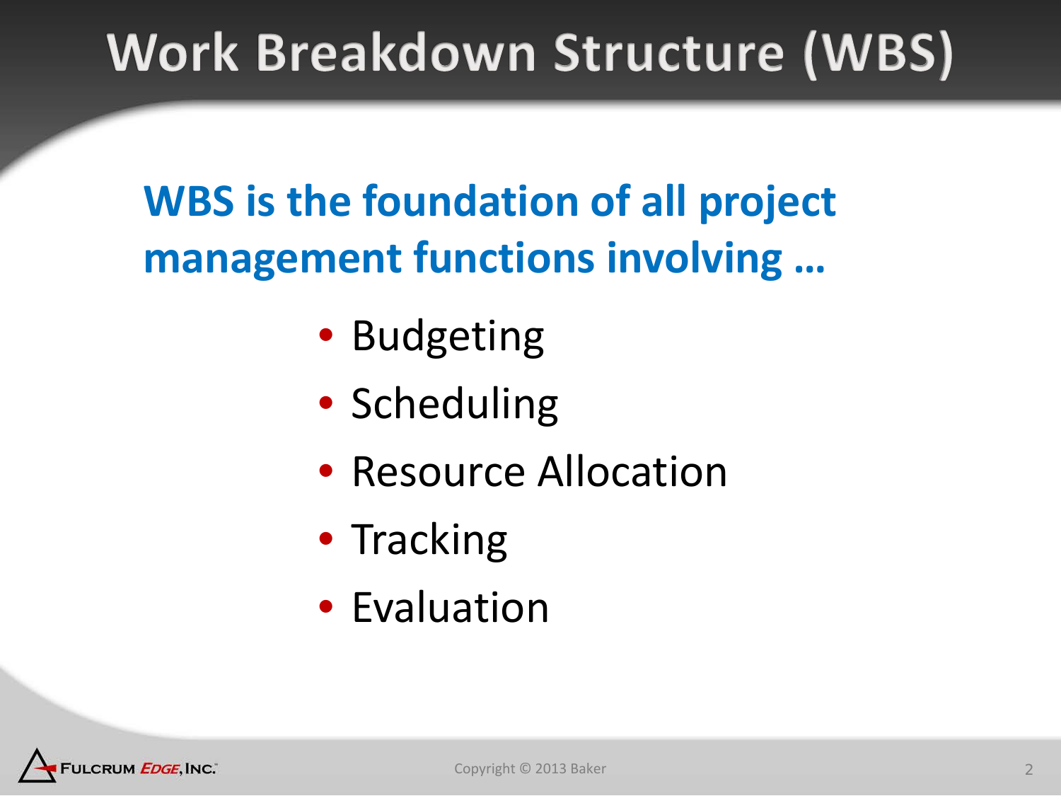# Work Breakdown Structure (WBS)

**WBS is the foundation of all project management functions involving …**

- Budgeting
- Scheduling
- Resource Allocation
- Tracking
- Evaluation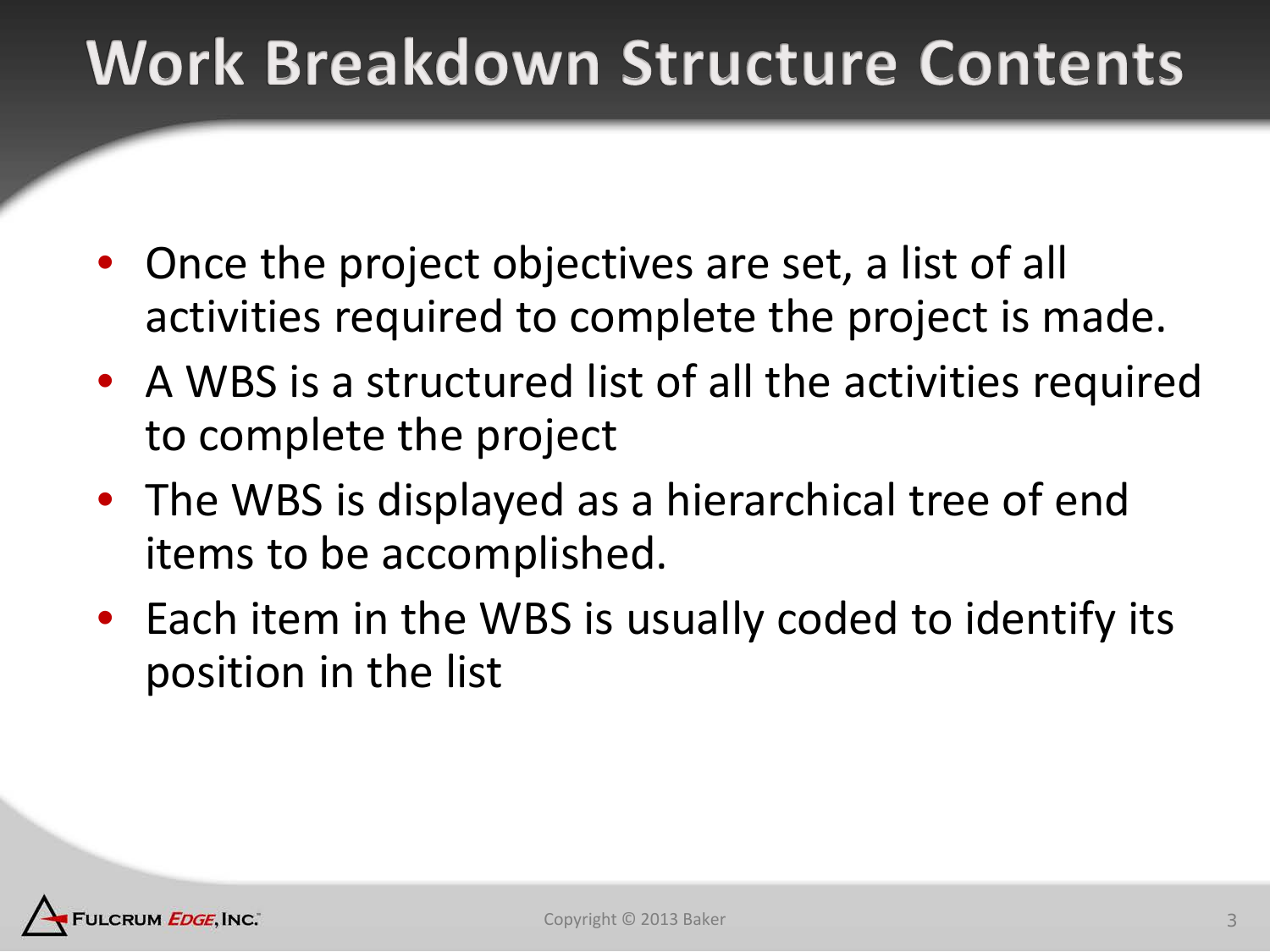# Work Breakdown Structure Contents

- Once the project objectives are set, a list of all activities required to complete the project is made.
- A WBS is a structured list of all the activities required to complete the project
- The WBS is displayed as a hierarchical tree of end items to be accomplished.
- Each item in the WBS is usually coded to identify its position in the list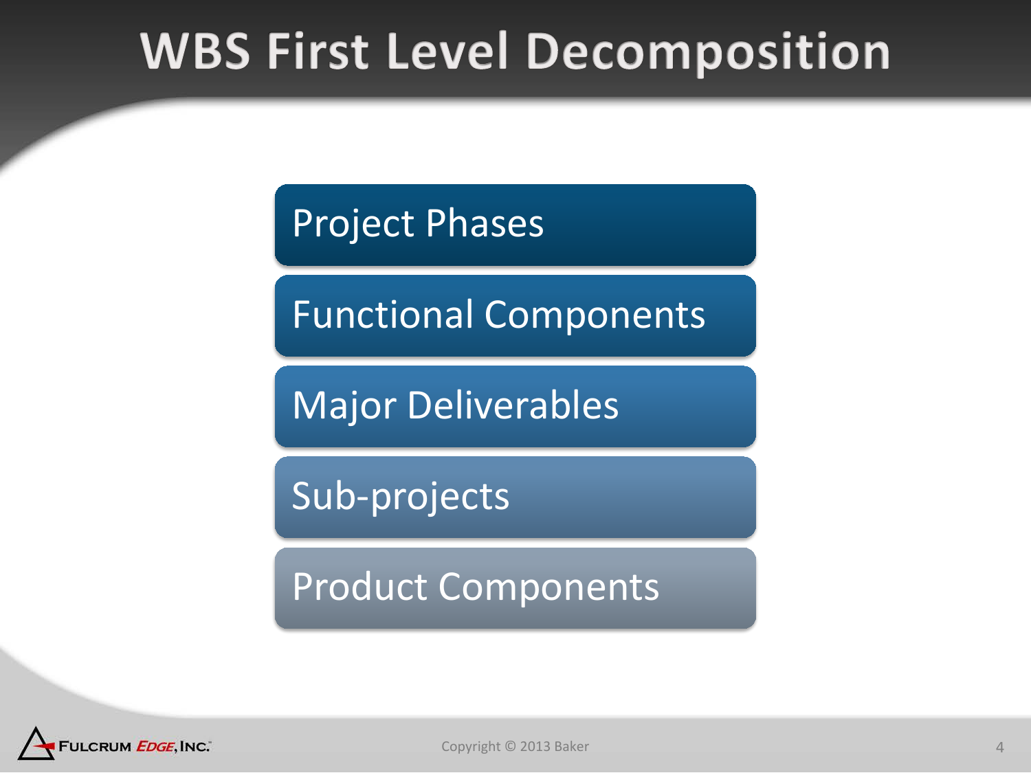# WBS First Level Decomposition

- Project Phases
- Functional Components
- Major Deliverables
- Sub-projects
- Product Components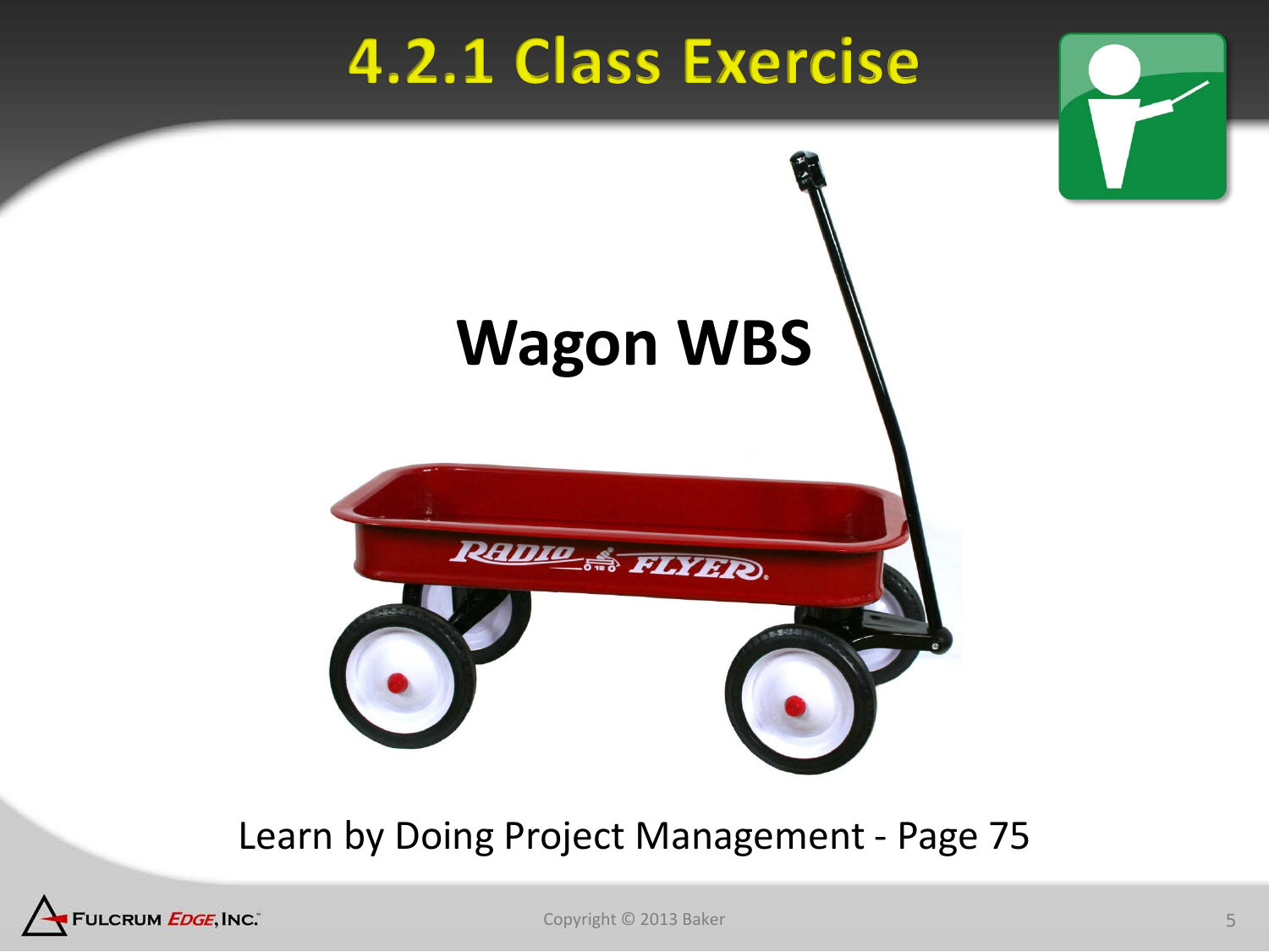# 4.2.1 Class Exercise

## Wagon WBS

Learn by Doing Project Management - Page 75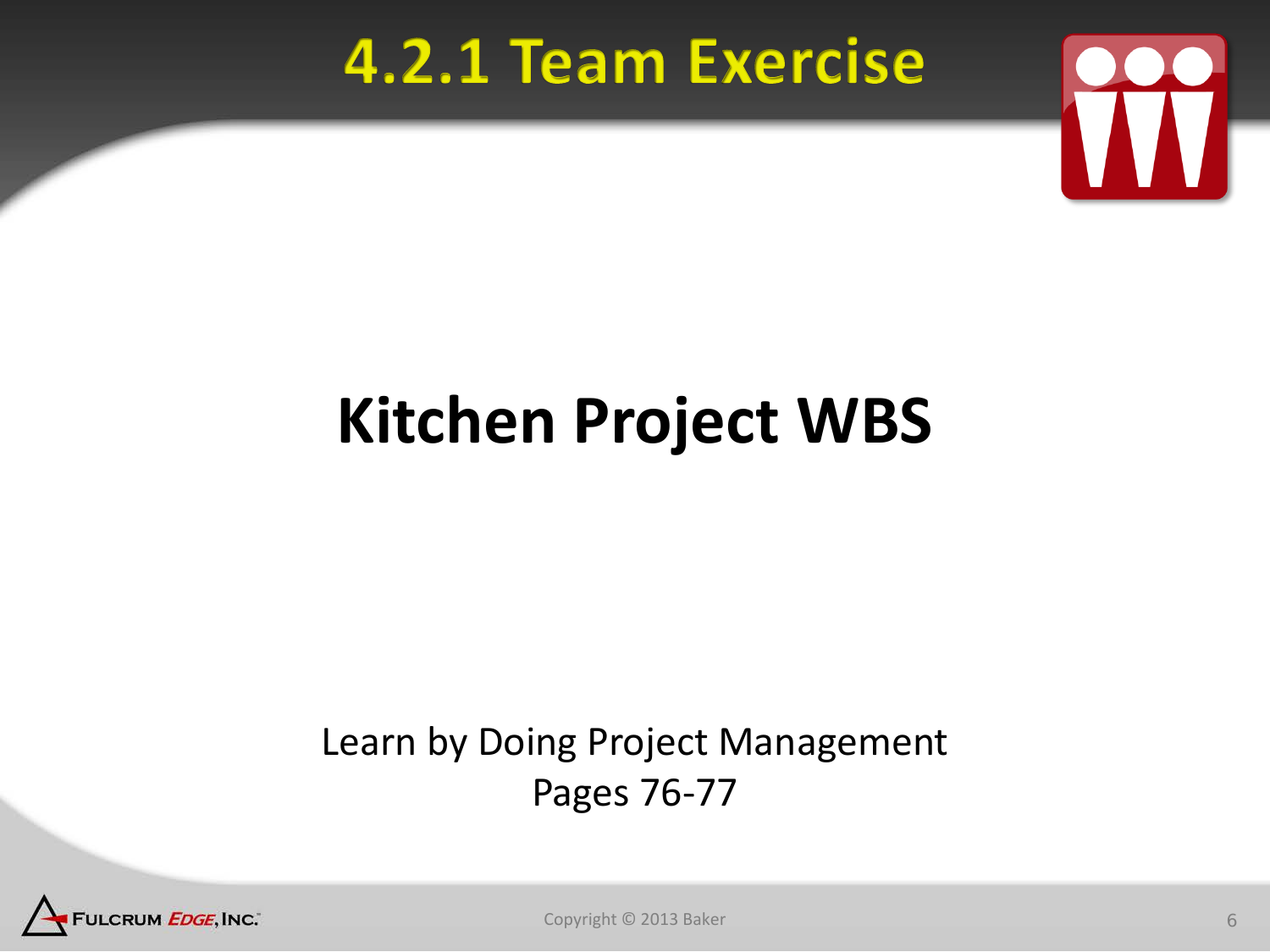# 4.2.1 Team Exercise

## Kitchen Project WBS

Learn by Doing Project Management
Pages 76-77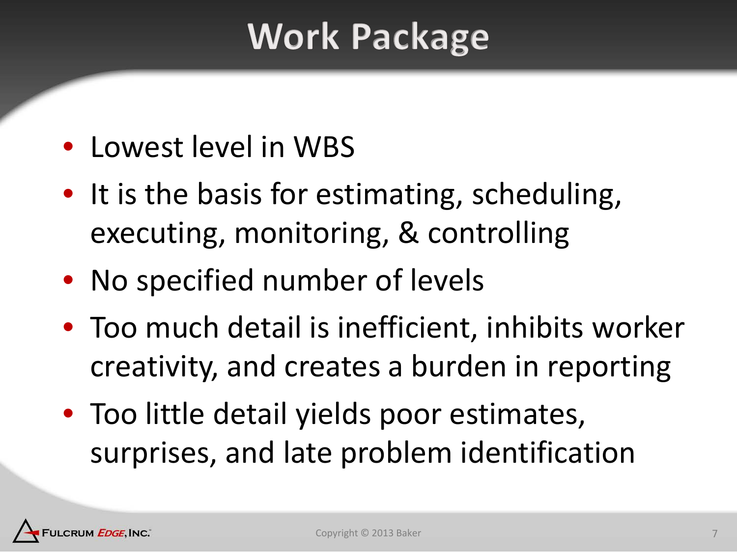# Work Package

- Lowest level in WBS
- It is the basis for estimating, scheduling, executing, monitoring, & controlling
- No specified number of levels
- Too much detail is inefficient, inhibits worker creativity, and creates a burden in reporting
- Too little detail yields poor estimates, surprises, and late problem identification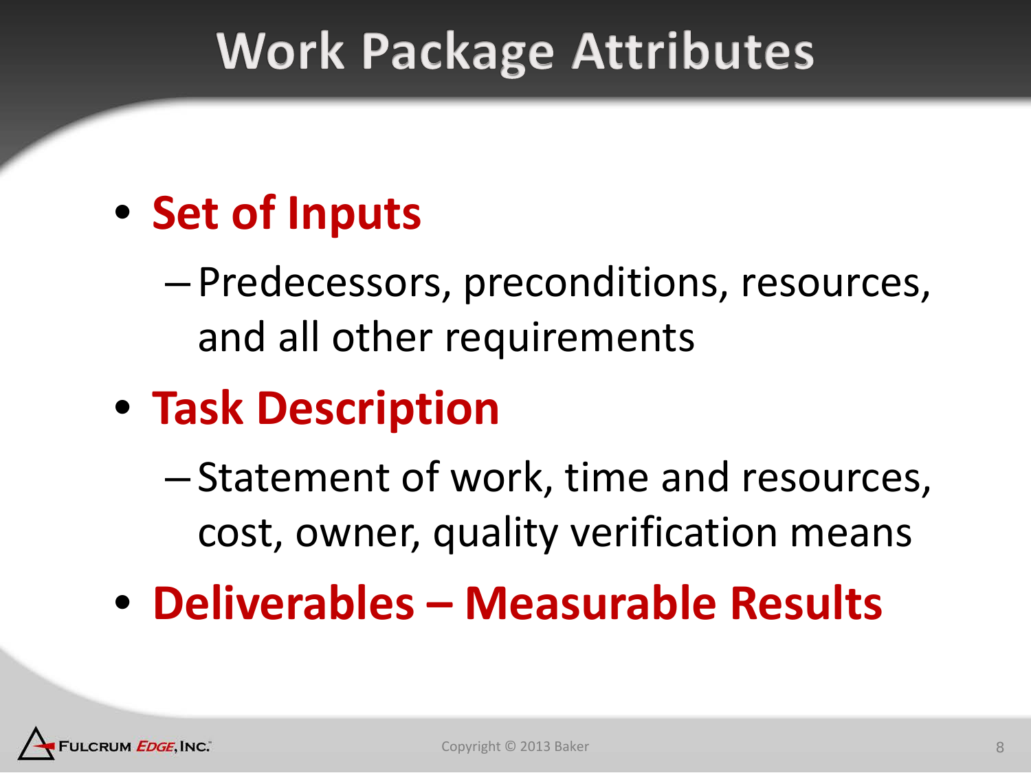# Work Package Attributes

- **Set of Inputs**
  - Predecessors, preconditions, resources, and all other requirements
- **Task Description**
  - Statement of work, time and resources, cost, owner, quality verification means
- **Deliverables – Measurable Results**

Copyright © 2013 Baker